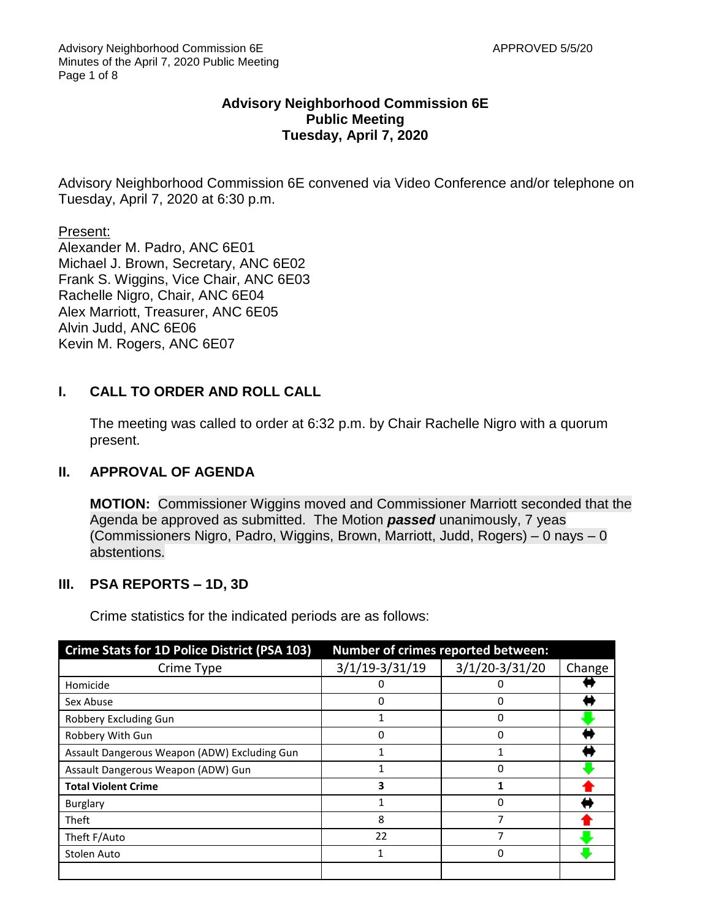APPROVED 5/5/20

# Advisory Neighborhood Commission 6E
## Public Meeting
## Tuesday, April 7, 2020

Advisory Neighborhood Commission 6E convened via Video Conference and/or telephone on Tuesday, April 7, 2020 at 6:30 p.m.

Present:
Alexander M. Padro, ANC 6E01
Michael J. Brown, Secretary, ANC 6E02
Frank S. Wiggins, Vice Chair, ANC 6E03
Rachelle Nigro, Chair, ANC 6E04
Alex Marriott, Treasurer, ANC 6E05
Alvin Judd, ANC 6E06
Kevin M. Rogers, ANC 6E07

## I. CALL TO ORDER AND ROLL CALL

The meeting was called to order at 6:32 p.m. by Chair Rachelle Nigro with a quorum present.

## II. APPROVAL OF AGENDA

**MOTION:** Commissioner Wiggins moved and Commissioner Marriott seconded that the Agenda be approved as submitted. The Motion ***passed*** unanimously, 7 yeas (Commissioners Nigro, Padro, Wiggins, Brown, Marriott, Judd, Rogers) – 0 nays – 0 abstentions.

## III. PSA REPORTS – 1D, 3D

Crime statistics for the indicated periods are as follows:

| Crime Stats for 1D Police District (PSA 103) | Number of crimes reported between: | | |
|---|---|---|---|
| Crime Type | 3/1/19-3/31/19 | 3/1/20-3/31/20 | Change |
| Homicide | 0 | 0 | ↔ |
| Sex Abuse | 0 | 0 | ↔ |
| Robbery Excluding Gun | 1 | 0 | ↓ |
| Robbery With Gun | 0 | 0 | ↔ |
| Assault Dangerous Weapon (ADW) Excluding Gun | 1 | 1 | ↔ |
| Assault Dangerous Weapon (ADW) Gun | 1 | 0 | ↓ |
| **Total Violent Crime** | **3** | **1** | ↑ |
| Burglary | 1 | 0 | ↔ |
| Theft | 8 | 7 | ↑ |
| Theft F/Auto | 22 | 7 | ↓ |
| Stolen Auto | 1 | 0 | ↓ |
| | | | |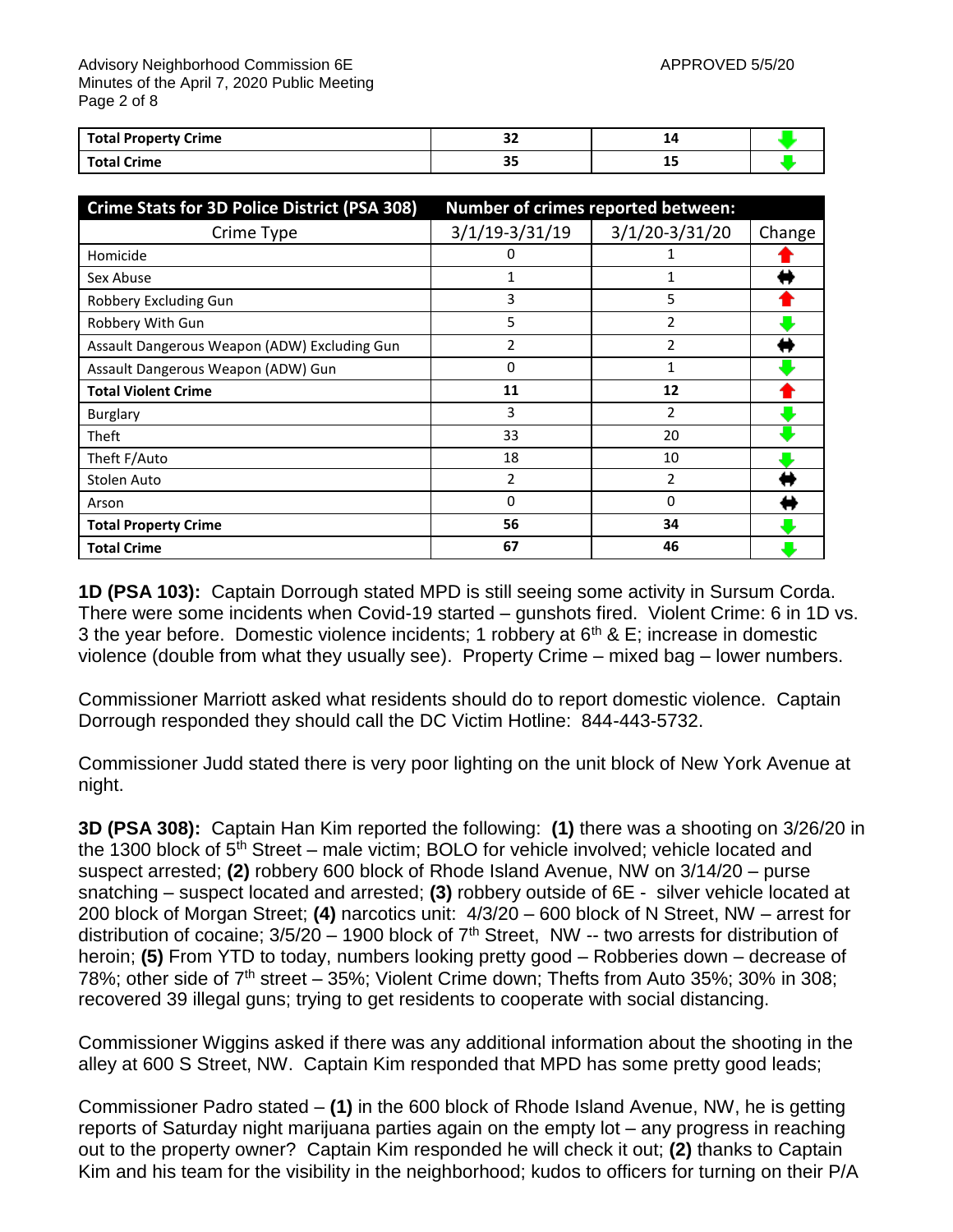| Total Property Crime | 32 | 14 | ↓ |
|---|---|---|---|
| **Total Crime** | **35** | **15** | ↓ |

| Crime Stats for 3D Police District (PSA 308) | Number of crimes reported between: | | |
|---|---|---|---|
| Crime Type | 3/1/19-3/31/19 | 3/1/20-3/31/20 | Change |
| Homicide | 0 | 1 | ↑ |
| Sex Abuse | 1 | 1 | ↔ |
| Robbery Excluding Gun | 3 | 5 | ↑ |
| Robbery With Gun | 5 | 2 | ↓ |
| Assault Dangerous Weapon (ADW) Excluding Gun | 2 | 2 | ↔ |
| Assault Dangerous Weapon (ADW) Gun | 0 | 1 | ↓ |
| **Total Violent Crime** | **11** | **12** | ↑ |
| Burglary | 3 | 2 | ↓ |
| Theft | 33 | 20 | ↓ |
| Theft F/Auto | 18 | 10 | ↓ |
| Stolen Auto | 2 | 2 | ↔ |
| Arson | 0 | 0 | ↔ |
| **Total Property Crime** | **56** | **34** | ↓ |
| **Total Crime** | **67** | **46** | ↓ |

**1D (PSA 103):** Captain Dorrough stated MPD is still seeing some activity in Sursum Corda. There were some incidents when Covid-19 started – gunshots fired. Violent Crime: 6 in 1D vs. 3 the year before. Domestic violence incidents; 1 robbery at 6th & E; increase in domestic violence (double from what they usually see). Property Crime – mixed bag – lower numbers.

Commissioner Marriott asked what residents should do to report domestic violence. Captain Dorrough responded they should call the DC Victim Hotline: 844-443-5732.

Commissioner Judd stated there is very poor lighting on the unit block of New York Avenue at night.

**3D (PSA 308):** Captain Han Kim reported the following: **(1)** there was a shooting on 3/26/20 in the 1300 block of 5th Street – male victim; BOLO for vehicle involved; vehicle located and suspect arrested; **(2)** robbery 600 block of Rhode Island Avenue, NW on 3/14/20 – purse snatching – suspect located and arrested; **(3)** robbery outside of 6E - silver vehicle located at 200 block of Morgan Street; **(4)** narcotics unit: 4/3/20 – 600 block of N Street, NW – arrest for distribution of cocaine; 3/5/20 – 1900 block of 7th Street, NW -- two arrests for distribution of heroin; **(5)** From YTD to today, numbers looking pretty good – Robberies down – decrease of 78%; other side of 7th street – 35%; Violent Crime down; Thefts from Auto 35%; 30% in 308; recovered 39 illegal guns; trying to get residents to cooperate with social distancing.

Commissioner Wiggins asked if there was any additional information about the shooting in the alley at 600 S Street, NW. Captain Kim responded that MPD has some pretty good leads;

Commissioner Padro stated – **(1)** in the 600 block of Rhode Island Avenue, NW, he is getting reports of Saturday night marijuana parties again on the empty lot – any progress in reaching out to the property owner? Captain Kim responded he will check it out; **(2)** thanks to Captain Kim and his team for the visibility in the neighborhood; kudos to officers for turning on their P/A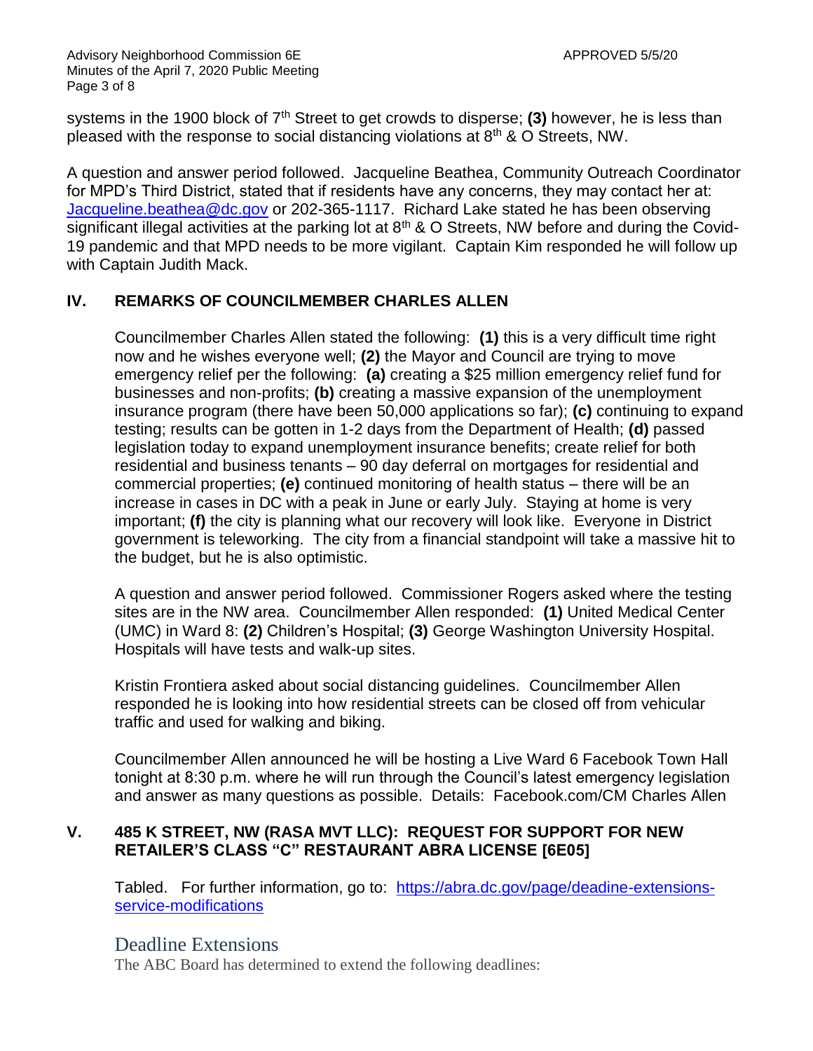systems in the 1900 block of 7th Street to get crowds to disperse; **(3)** however, he is less than pleased with the response to social distancing violations at 8th & O Streets, NW.

A question and answer period followed. Jacqueline Beathea, Community Outreach Coordinator for MPD's Third District, stated that if residents have any concerns, they may contact her at: Jacqueline.beathea@dc.gov or 202-365-1117. Richard Lake stated he has been observing significant illegal activities at the parking lot at 8th & O Streets, NW before and during the Covid-19 pandemic and that MPD needs to be more vigilant. Captain Kim responded he will follow up with Captain Judith Mack.

## IV. REMARKS OF COUNCILMEMBER CHARLES ALLEN

Councilmember Charles Allen stated the following: **(1)** this is a very difficult time right now and he wishes everyone well; **(2)** the Mayor and Council are trying to move emergency relief per the following: **(a)** creating a $25 million emergency relief fund for businesses and non-profits; **(b)** creating a massive expansion of the unemployment insurance program (there have been 50,000 applications so far); **(c)** continuing to expand testing; results can be gotten in 1-2 days from the Department of Health; **(d)** passed legislation today to expand unemployment insurance benefits; create relief for both residential and business tenants – 90 day deferral on mortgages for residential and commercial properties; **(e)** continued monitoring of health status – there will be an increase in cases in DC with a peak in June or early July. Staying at home is very important; **(f)** the city is planning what our recovery will look like. Everyone in District government is teleworking. The city from a financial standpoint will take a massive hit to the budget, but he is also optimistic.

A question and answer period followed. Commissioner Rogers asked where the testing sites are in the NW area. Councilmember Allen responded: **(1)** United Medical Center (UMC) in Ward 8: **(2)** Children's Hospital; **(3)** George Washington University Hospital. Hospitals will have tests and walk-up sites.

Kristin Frontiera asked about social distancing guidelines. Councilmember Allen responded he is looking into how residential streets can be closed off from vehicular traffic and used for walking and biking.

Councilmember Allen announced he will be hosting a Live Ward 6 Facebook Town Hall tonight at 8:30 p.m. where he will run through the Council's latest emergency legislation and answer as many questions as possible. Details: Facebook.com/CM Charles Allen

## V. 485 K STREET, NW (RASA MVT LLC): REQUEST FOR SUPPORT FOR NEW RETAILER'S CLASS "C" RESTAURANT ABRA LICENSE [6E05]

Tabled. For further information, go to: https://abra.dc.gov/page/deadine-extensions-service-modifications

### Deadline Extensions

The ABC Board has determined to extend the following deadlines: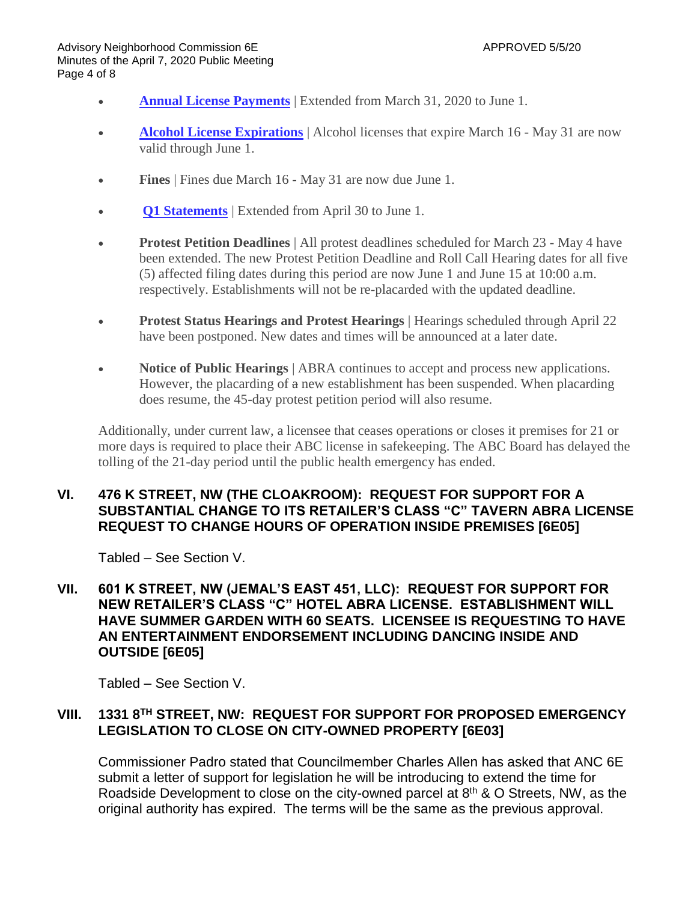- **Annual License Payments** | Extended from March 31, 2020 to June 1.
- **Alcohol License Expirations** | Alcohol licenses that expire March 16 - May 31 are now valid through June 1.
- **Fines** | Fines due March 16 - May 31 are now due June 1.
- **Q1 Statements** | Extended from April 30 to June 1.
- **Protest Petition Deadlines** | All protest deadlines scheduled for March 23 - May 4 have been extended. The new Protest Petition Deadline and Roll Call Hearing dates for all five (5) affected filing dates during this period are now June 1 and June 15 at 10:00 a.m. respectively. Establishments will not be re-placarded with the updated deadline.
- **Protest Status Hearings and Protest Hearings** | Hearings scheduled through April 22 have been postponed. New dates and times will be announced at a later date.
- **Notice of Public Hearings** | ABRA continues to accept and process new applications. However, the placarding of ~~a~~ new establishment has been suspended. When placarding does resume, the 45-day protest petition period will also resume.

Additionally, under current law, a licensee that ceases operations or closes it premises for 21 or more days is required to place their ABC license in safekeeping. The ABC Board has delayed the tolling of the 21-day period until the public health emergency has ended.

## VI. 476 K STREET, NW (THE CLOAKROOM): REQUEST FOR SUPPORT FOR A SUBSTANTIAL CHANGE TO ITS RETAILER'S CLASS "C" TAVERN ABRA LICENSE REQUEST TO CHANGE HOURS OF OPERATION INSIDE PREMISES [6E05]

Tabled – See Section V.

## VII. 601 K STREET, NW (JEMAL'S EAST 451, LLC): REQUEST FOR SUPPORT FOR NEW RETAILER'S CLASS "C" HOTEL ABRA LICENSE. ESTABLISHMENT WILL HAVE SUMMER GARDEN WITH 60 SEATS. LICENSEE IS REQUESTING TO HAVE AN ENTERTAINMENT ENDORSEMENT INCLUDING DANCING INSIDE AND OUTSIDE [6E05]

Tabled – See Section V.

## VIII. 1331 8TH STREET, NW: REQUEST FOR SUPPORT FOR PROPOSED EMERGENCY LEGISLATION TO CLOSE ON CITY-OWNED PROPERTY [6E03]

Commissioner Padro stated that Councilmember Charles Allen has asked that ANC 6E submit a letter of support for legislation he will be introducing to extend the time for Roadside Development to close on the city-owned parcel at 8th & O Streets, NW, as the original authority has expired. The terms will be the same as the previous approval.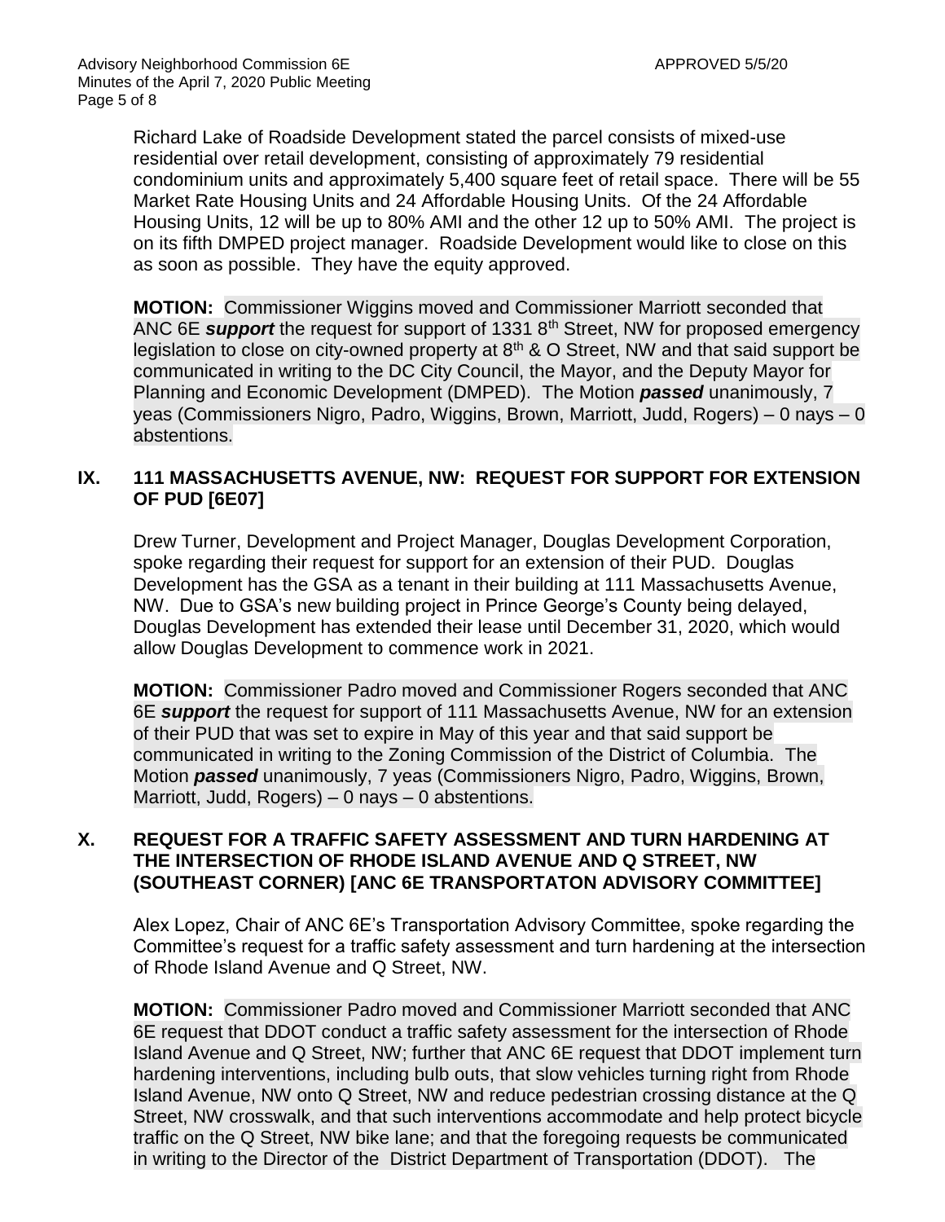Richard Lake of Roadside Development stated the parcel consists of mixed-use residential over retail development, consisting of approximately 79 residential condominium units and approximately 5,400 square feet of retail space. There will be 55 Market Rate Housing Units and 24 Affordable Housing Units. Of the 24 Affordable Housing Units, 12 will be up to 80% AMI and the other 12 up to 50% AMI. The project is on its fifth DMPED project manager. Roadside Development would like to close on this as soon as possible. They have the equity approved.

**MOTION:** Commissioner Wiggins moved and Commissioner Marriott seconded that ANC 6E ***support*** the request for support of 1331 8th Street, NW for proposed emergency legislation to close on city-owned property at 8th & O Street, NW and that said support be communicated in writing to the DC City Council, the Mayor, and the Deputy Mayor for Planning and Economic Development (DMPED). The Motion ***passed*** unanimously, 7 yeas (Commissioners Nigro, Padro, Wiggins, Brown, Marriott, Judd, Rogers) – 0 nays – 0 abstentions.

## IX. 111 MASSACHUSETTS AVENUE, NW: REQUEST FOR SUPPORT FOR EXTENSION OF PUD [6E07]

Drew Turner, Development and Project Manager, Douglas Development Corporation, spoke regarding their request for support for an extension of their PUD. Douglas Development has the GSA as a tenant in their building at 111 Massachusetts Avenue, NW. Due to GSA's new building project in Prince George's County being delayed, Douglas Development has extended their lease until December 31, 2020, which would allow Douglas Development to commence work in 2021.

**MOTION:** Commissioner Padro moved and Commissioner Rogers seconded that ANC 6E ***support*** the request for support of 111 Massachusetts Avenue, NW for an extension of their PUD that was set to expire in May of this year and that said support be communicated in writing to the Zoning Commission of the District of Columbia. The Motion ***passed*** unanimously, 7 yeas (Commissioners Nigro, Padro, Wiggins, Brown, Marriott, Judd, Rogers) – 0 nays – 0 abstentions.

## X. REQUEST FOR A TRAFFIC SAFETY ASSESSMENT AND TURN HARDENING AT THE INTERSECTION OF RHODE ISLAND AVENUE AND Q STREET, NW (SOUTHEAST CORNER) [ANC 6E TRANSPORTATON ADVISORY COMMITTEE]

Alex Lopez, Chair of ANC 6E's Transportation Advisory Committee, spoke regarding the Committee's request for a traffic safety assessment and turn hardening at the intersection of Rhode Island Avenue and Q Street, NW.

**MOTION:** Commissioner Padro moved and Commissioner Marriott seconded that ANC 6E request that DDOT conduct a traffic safety assessment for the intersection of Rhode Island Avenue and Q Street, NW; further that ANC 6E request that DDOT implement turn hardening interventions, including bulb outs, that slow vehicles turning right from Rhode Island Avenue, NW onto Q Street, NW and reduce pedestrian crossing distance at the Q Street, NW crosswalk, and that such interventions accommodate and help protect bicycle traffic on the Q Street, NW bike lane; and that the foregoing requests be communicated in writing to the Director of the District Department of Transportation (DDOT). The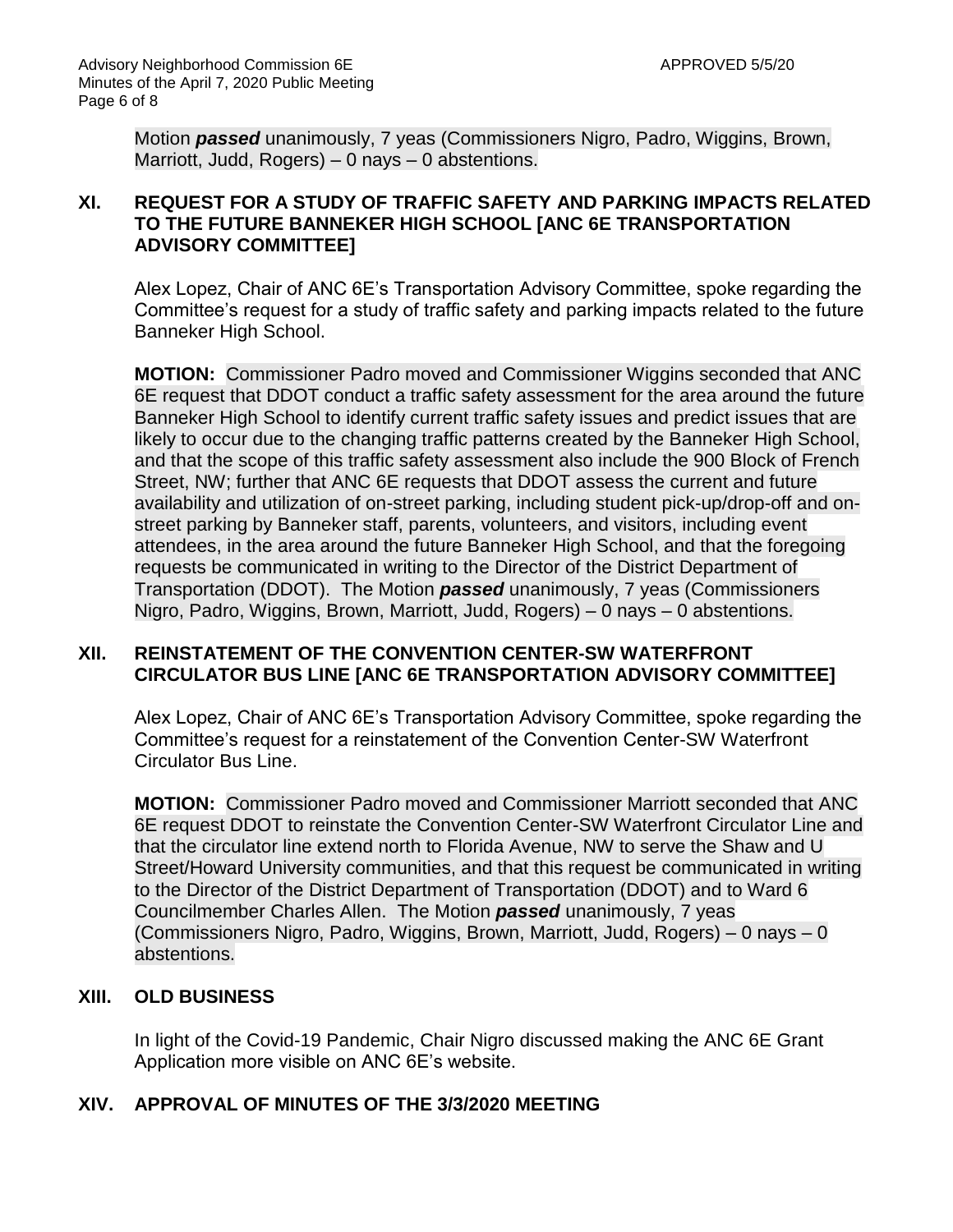Motion ***passed*** unanimously, 7 yeas (Commissioners Nigro, Padro, Wiggins, Brown, Marriott, Judd, Rogers) – 0 nays – 0 abstentions.

## XI. REQUEST FOR A STUDY OF TRAFFIC SAFETY AND PARKING IMPACTS RELATED TO THE FUTURE BANNEKER HIGH SCHOOL [ANC 6E TRANSPORTATION ADVISORY COMMITTEE]

Alex Lopez, Chair of ANC 6E's Transportation Advisory Committee, spoke regarding the Committee's request for a study of traffic safety and parking impacts related to the future Banneker High School.

**MOTION:** Commissioner Padro moved and Commissioner Wiggins seconded that ANC 6E request that DDOT conduct a traffic safety assessment for the area around the future Banneker High School to identify current traffic safety issues and predict issues that are likely to occur due to the changing traffic patterns created by the Banneker High School, and that the scope of this traffic safety assessment also include the 900 Block of French Street, NW; further that ANC 6E requests that DDOT assess the current and future availability and utilization of on-street parking, including student pick-up/drop-off and on-street parking by Banneker staff, parents, volunteers, and visitors, including event attendees, in the area around the future Banneker High School, and that the foregoing requests be communicated in writing to the Director of the District Department of Transportation (DDOT). The Motion ***passed*** unanimously, 7 yeas (Commissioners Nigro, Padro, Wiggins, Brown, Marriott, Judd, Rogers) – 0 nays – 0 abstentions.

## XII. REINSTATEMENT OF THE CONVENTION CENTER-SW WATERFRONT CIRCULATOR BUS LINE [ANC 6E TRANSPORTATION ADVISORY COMMITTEE]

Alex Lopez, Chair of ANC 6E's Transportation Advisory Committee, spoke regarding the Committee's request for a reinstatement of the Convention Center-SW Waterfront Circulator Bus Line.

**MOTION:** Commissioner Padro moved and Commissioner Marriott seconded that ANC 6E request DDOT to reinstate the Convention Center-SW Waterfront Circulator Line and that the circulator line extend north to Florida Avenue, NW to serve the Shaw and U Street/Howard University communities, and that this request be communicated in writing to the Director of the District Department of Transportation (DDOT) and to Ward 6 Councilmember Charles Allen. The Motion ***passed*** unanimously, 7 yeas (Commissioners Nigro, Padro, Wiggins, Brown, Marriott, Judd, Rogers) – 0 nays – 0 abstentions.

## XIII. OLD BUSINESS

In light of the Covid-19 Pandemic, Chair Nigro discussed making the ANC 6E Grant Application more visible on ANC 6E's website.

## XIV. APPROVAL OF MINUTES OF THE 3/3/2020 MEETING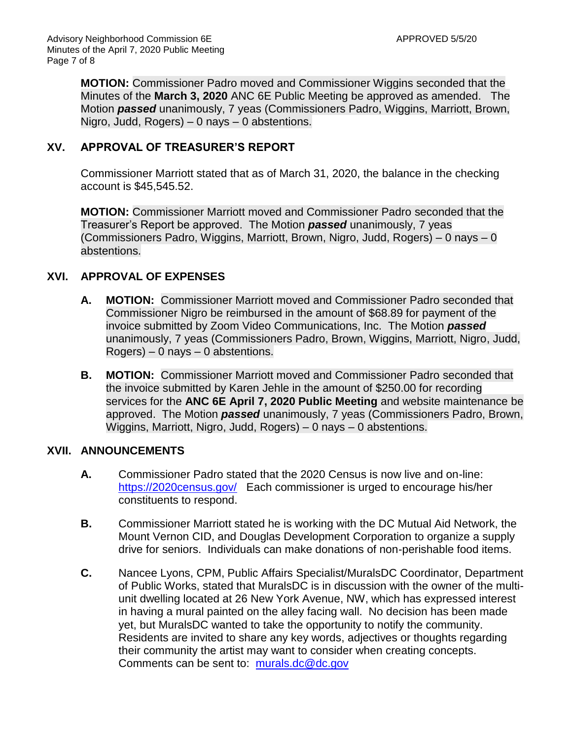**MOTION:** Commissioner Padro moved and Commissioner Wiggins seconded that the Minutes of the **March 3, 2020** ANC 6E Public Meeting be approved as amended. The Motion ***passed*** unanimously, 7 yeas (Commissioners Padro, Wiggins, Marriott, Brown, Nigro, Judd, Rogers) – 0 nays – 0 abstentions.

## XV. APPROVAL OF TREASURER'S REPORT

Commissioner Marriott stated that as of March 31, 2020, the balance in the checking account is $45,545.52.

**MOTION:** Commissioner Marriott moved and Commissioner Padro seconded that the Treasurer's Report be approved. The Motion ***passed*** unanimously, 7 yeas (Commissioners Padro, Wiggins, Marriott, Brown, Nigro, Judd, Rogers) – 0 nays – 0 abstentions.

## XVI. APPROVAL OF EXPENSES

**A.** **MOTION:** Commissioner Marriott moved and Commissioner Padro seconded that Commissioner Nigro be reimbursed in the amount of $68.89 for payment of the invoice submitted by Zoom Video Communications, Inc. The Motion ***passed*** unanimously, 7 yeas (Commissioners Padro, Brown, Wiggins, Marriott, Nigro, Judd, Rogers) – 0 nays – 0 abstentions.

**B.** **MOTION:** Commissioner Marriott moved and Commissioner Padro seconded that the invoice submitted by Karen Jehle in the amount of $250.00 for recording services for the **ANC 6E April 7, 2020 Public Meeting** and website maintenance be approved. The Motion ***passed*** unanimously, 7 yeas (Commissioners Padro, Brown, Wiggins, Marriott, Nigro, Judd, Rogers) – 0 nays – 0 abstentions.

## XVII. ANNOUNCEMENTS

**A.** Commissioner Padro stated that the 2020 Census is now live and on-line: https://2020census.gov/ Each commissioner is urged to encourage his/her constituents to respond.

**B.** Commissioner Marriott stated he is working with the DC Mutual Aid Network, the Mount Vernon CID, and Douglas Development Corporation to organize a supply drive for seniors. Individuals can make donations of non-perishable food items.

**C.** Nancee Lyons, CPM, Public Affairs Specialist/MuralsDC Coordinator, Department of Public Works, stated that MuralsDC is in discussion with the owner of the multi-unit dwelling located at 26 New York Avenue, NW, which has expressed interest in having a mural painted on the alley facing wall. No decision has been made yet, but MuralsDC wanted to take the opportunity to notify the community. Residents are invited to share any key words, adjectives or thoughts regarding their community the artist may want to consider when creating concepts. Comments can be sent to: murals.dc@dc.gov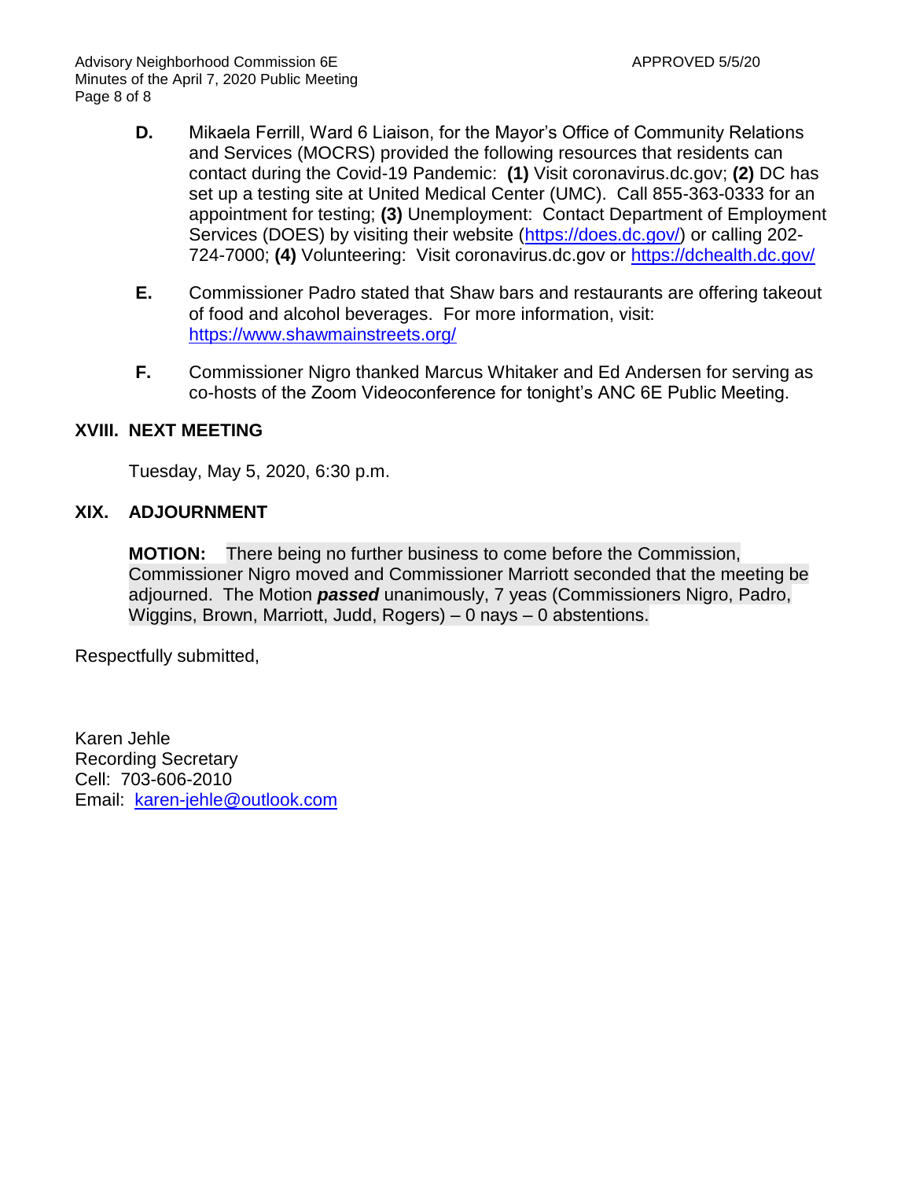**D.** Mikaela Ferrill, Ward 6 Liaison, for the Mayor's Office of Community Relations and Services (MOCRS) provided the following resources that residents can contact during the Covid-19 Pandemic: **(1)** Visit coronavirus.dc.gov; **(2)** DC has set up a testing site at United Medical Center (UMC). Call 855-363-0333 for an appointment for testing; **(3)** Unemployment: Contact Department of Employment Services (DOES) by visiting their website (https://does.dc.gov/) or calling 202-724-7000; **(4)** Volunteering: Visit coronavirus.dc.gov or https://dchealth.dc.gov/

**E.** Commissioner Padro stated that Shaw bars and restaurants are offering takeout of food and alcohol beverages. For more information, visit: https://www.shawmainstreets.org/

**F.** Commissioner Nigro thanked Marcus Whitaker and Ed Andersen for serving as co-hosts of the Zoom Videoconference for tonight's ANC 6E Public Meeting.

## XVIII. NEXT MEETING

Tuesday, May 5, 2020, 6:30 p.m.

## XIX. ADJOURNMENT

**MOTION:** There being no further business to come before the Commission, Commissioner Nigro moved and Commissioner Marriott seconded that the meeting be adjourned. The Motion ***passed*** unanimously, 7 yeas (Commissioners Nigro, Padro, Wiggins, Brown, Marriott, Judd, Rogers) – 0 nays – 0 abstentions.

Respectfully submitted,

Karen Jehle
Recording Secretary
Cell: 703-606-2010
Email: karen-jehle@outlook.com